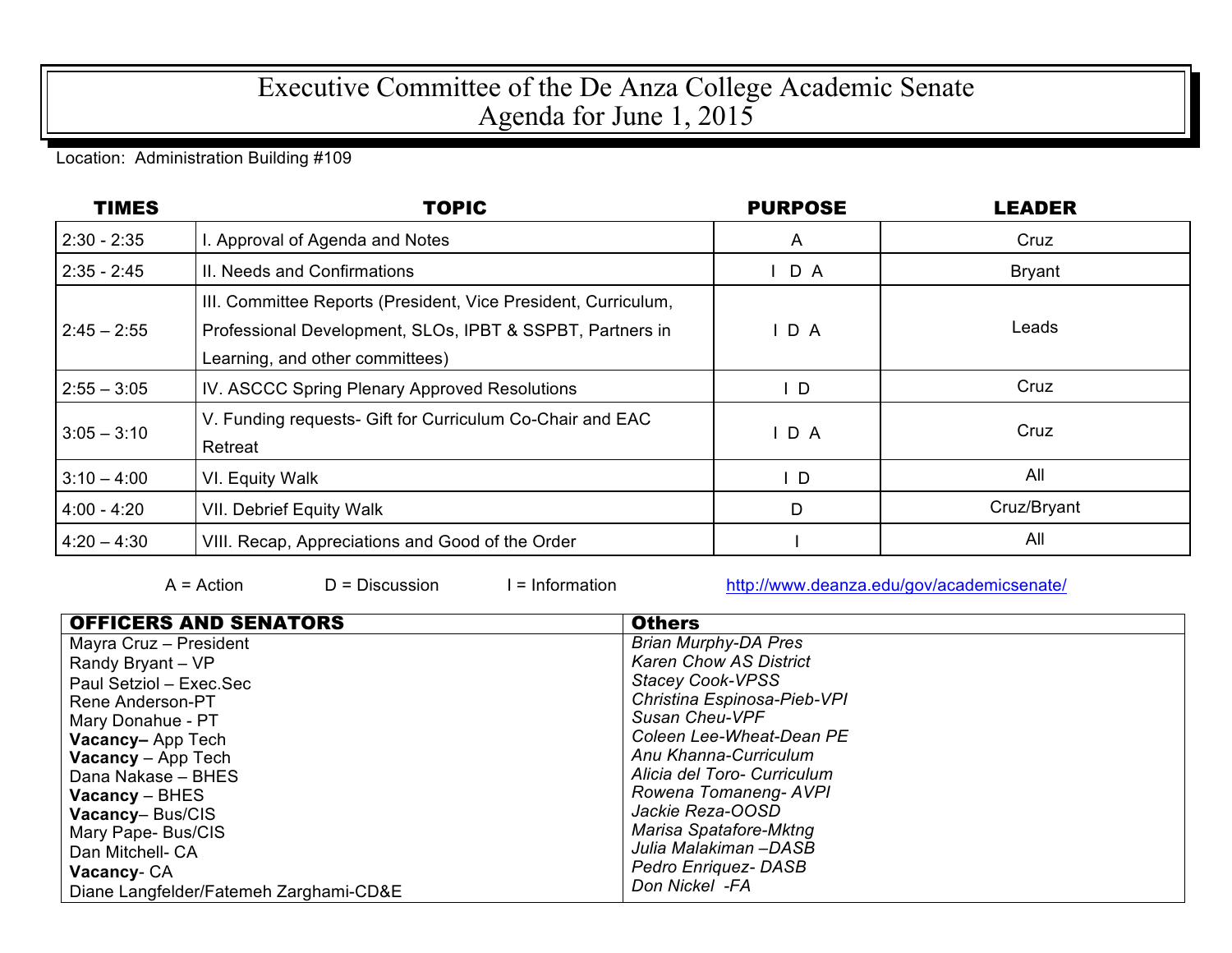# Executive Committee of the De Anza College Academic Senate
# Agenda for June 1, 2015

Location: Administration Building #109

| TIMES | TOPIC | PURPOSE | LEADER |
|---|---|---|---|
| 2:30 - 2:35 | I. Approval of Agenda and Notes | A | Cruz |
| 2:35 - 2:45 | II. Needs and Confirmations | I D A | Bryant |
| 2:45 – 2:55 | III. Committee Reports (President, Vice President, Curriculum, Professional Development, SLOs, IPBT & SSPBT, Partners in Learning, and other committees) | I D A | Leads |
| 2:55 – 3:05 | IV. ASCCC Spring Plenary Approved Resolutions | I D | Cruz |
| 3:05 – 3:10 | V. Funding requests- Gift for Curriculum Co-Chair and EAC Retreat | I D A | Cruz |
| 3:10 – 4:00 | VI. Equity Walk | I D | All |
| 4:00 - 4:20 | VII. Debrief Equity Walk | D | Cruz/Bryant |
| 4:20 – 4:30 | VIII. Recap, Appreciations and Good of the Order | I | All |

A = Action D = Discussion I = Information http://www.deanza.edu/gov/academicsenate/

| OFFICERS AND SENATORS | Others |
|---|---|
| Mayra Cruz – President | *Brian Murphy-DA Pres* |
| Randy Bryant – VP | *Karen Chow AS District* |
| Paul Setziol – Exec.Sec | *Stacey Cook-VPSS* |
| Rene Anderson-PT | *Christina Espinosa-Pieb-VPI* |
| Mary Donahue - PT | *Susan Cheu-VPF* |
| **Vacancy–** App Tech | *Coleen Lee-Wheat-Dean PE* |
| **Vacancy** – App Tech | *Anu Khanna-Curriculum* |
| Dana Nakase – BHES | *Alicia del Toro- Curriculum* |
| **Vacancy** – BHES | *Rowena Tomaneng- AVPI* |
| **Vacancy**– Bus/CIS | *Jackie Reza-OOSD* |
| Mary Pape- Bus/CIS | *Marisa Spatafore-Mktng* |
| Dan Mitchell- CA | *Julia Malakiman –DASB* |
| **Vacancy**- CA | *Pedro Enriquez- DASB* |
| Diane Langfelder/Fatemeh Zarghami-CD&E | *Don Nickel -FA* |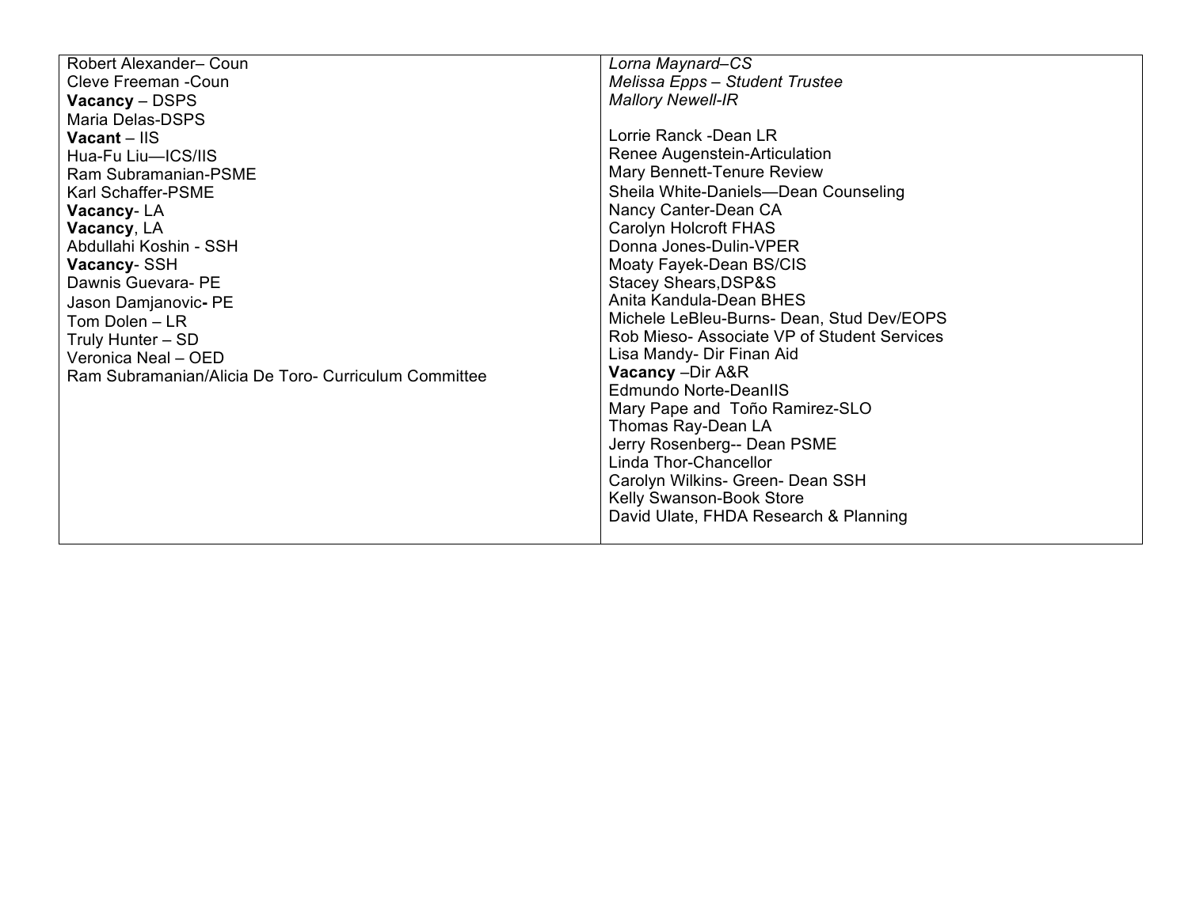| | |
|---|---|
| Robert Alexander– Coun<br>Cleve Freeman -Coun<br>**Vacancy** – DSPS<br>Maria Delas-DSPS<br>**Vacant** – IIS<br>Hua-Fu Liu—ICS/IIS<br>Ram Subramanian-PSME<br>Karl Schaffer-PSME<br>**Vacancy**- LA<br>**Vacancy**, LA<br>Abdullahi Koshin - SSH<br>**Vacancy**- SSH<br>Dawnis Guevara- PE<br>Jason Damjanovic**-** PE<br>Tom Dolen – LR<br>Truly Hunter – SD<br>Veronica Neal – OED<br>Ram Subramanian/Alicia De Toro- Curriculum Committee | *Lorna Maynard–CS*<br>*Melissa Epps – Student Trustee*<br>*Mallory Newell-IR*<br><br>Lorrie Ranck -Dean LR<br>Renee Augenstein-Articulation<br>Mary Bennett-Tenure Review<br>Sheila White-Daniels—Dean Counseling<br>Nancy Canter-Dean CA<br>Carolyn Holcroft FHAS<br>Donna Jones-Dulin-VPER<br>Moaty Fayek-Dean BS/CIS<br>Stacey Shears,DSP&S<br>Anita Kandula-Dean BHES<br>Michele LeBleu-Burns- Dean, Stud Dev/EOPS<br>Rob Mieso- Associate VP of Student Services<br>Lisa Mandy- Dir Finan Aid<br>**Vacancy** –Dir A&R<br>Edmundo Norte-DeanIIS<br>Mary Pape and Toño Ramirez-SLO<br>Thomas Ray-Dean LA<br>Jerry Rosenberg-- Dean PSME<br>Linda Thor-Chancellor<br>Carolyn Wilkins- Green- Dean SSH<br>Kelly Swanson-Book Store<br>David Ulate, FHDA Research & Planning |